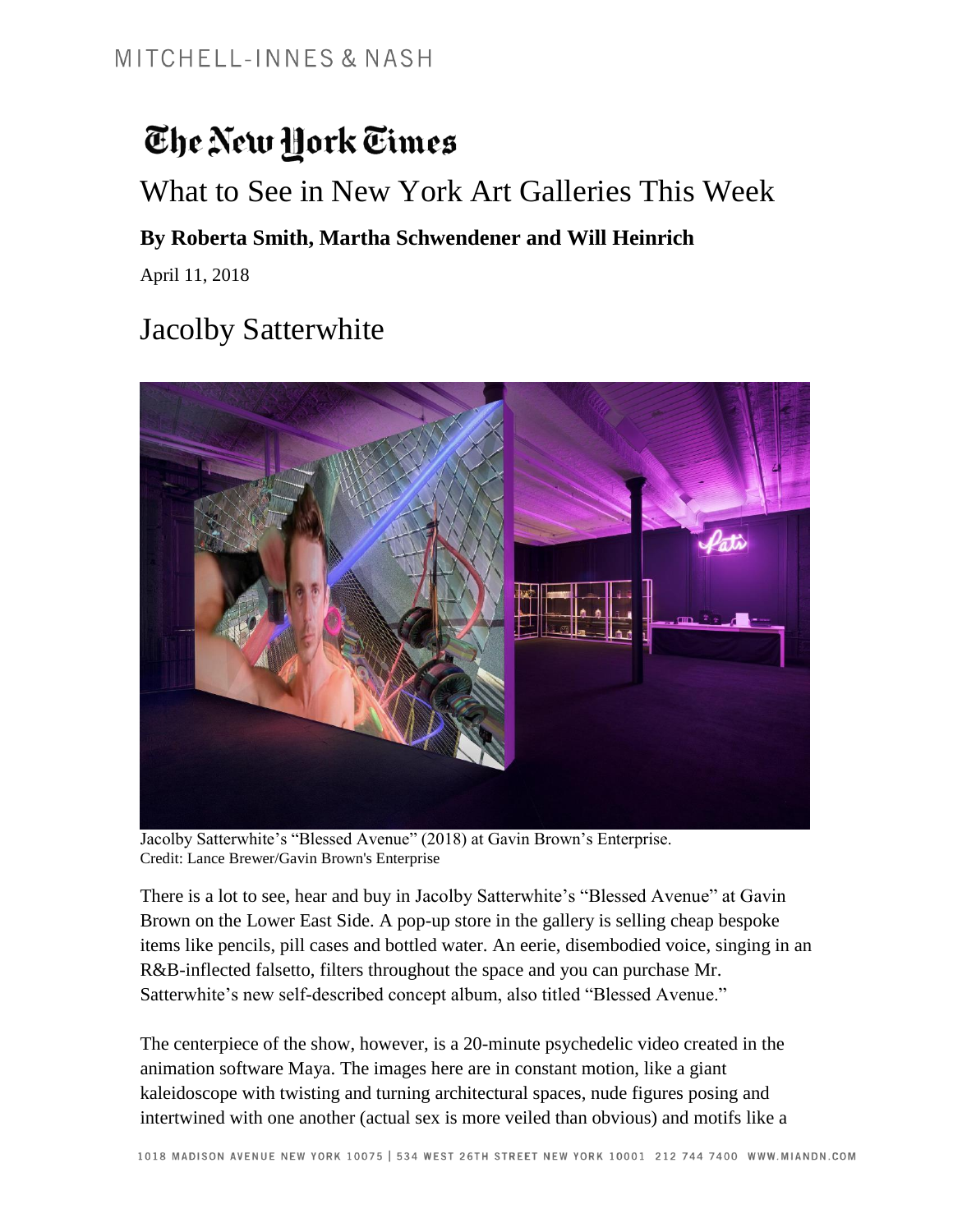MITCHELL-INNES & NASH

# The New York Times

## What to See in New York Art Galleries This Week

**By Roberta Smith, Martha Schwendener and Will Heinrich**

April 11, 2018

## Jacolby Satterwhite

Jacolby Satterwhite's "Blessed Avenue" (2018) at Gavin Brown's Enterprise.
Credit: Lance Brewer/Gavin Brown's Enterprise

There is a lot to see, hear and buy in Jacolby Satterwhite's "Blessed Avenue" at Gavin Brown on the Lower East Side. A pop-up store in the gallery is selling cheap bespoke items like pencils, pill cases and bottled water. An eerie, disembodied voice, singing in an R&B-inflected falsetto, filters throughout the space and you can purchase Mr. Satterwhite's new self-described concept album, also titled "Blessed Avenue."

The centerpiece of the show, however, is a 20-minute psychedelic video created in the animation software Maya. The images here are in constant motion, like a giant kaleidoscope with twisting and turning architectural spaces, nude figures posing and intertwined with one another (actual sex is more veiled than obvious) and motifs like a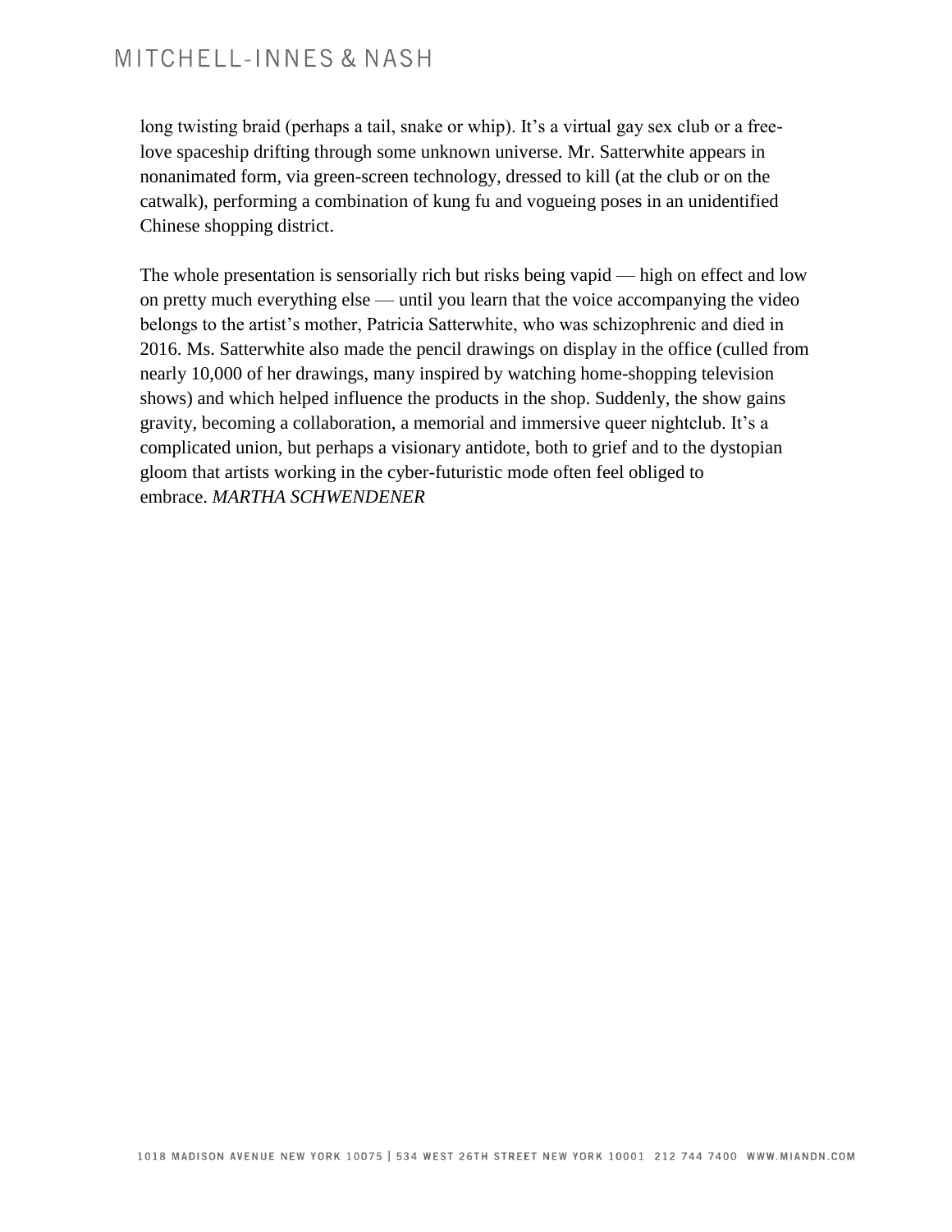long twisting braid (perhaps a tail, snake or whip). It's a virtual gay sex club or a free-love spaceship drifting through some unknown universe. Mr. Satterwhite appears in nonanimated form, via green-screen technology, dressed to kill (at the club or on the catwalk), performing a combination of kung fu and vogueing poses in an unidentified Chinese shopping district.

The whole presentation is sensorially rich but risks being vapid — high on effect and low on pretty much everything else — until you learn that the voice accompanying the video belongs to the artist's mother, Patricia Satterwhite, who was schizophrenic and died in 2016. Ms. Satterwhite also made the pencil drawings on display in the office (culled from nearly 10,000 of her drawings, many inspired by watching home-shopping television shows) and which helped influence the products in the shop. Suddenly, the show gains gravity, becoming a collaboration, a memorial and immersive queer nightclub. It's a complicated union, but perhaps a visionary antidote, both to grief and to the dystopian gloom that artists working in the cyber-futuristic mode often feel obliged to embrace. *MARTHA SCHWENDENER*